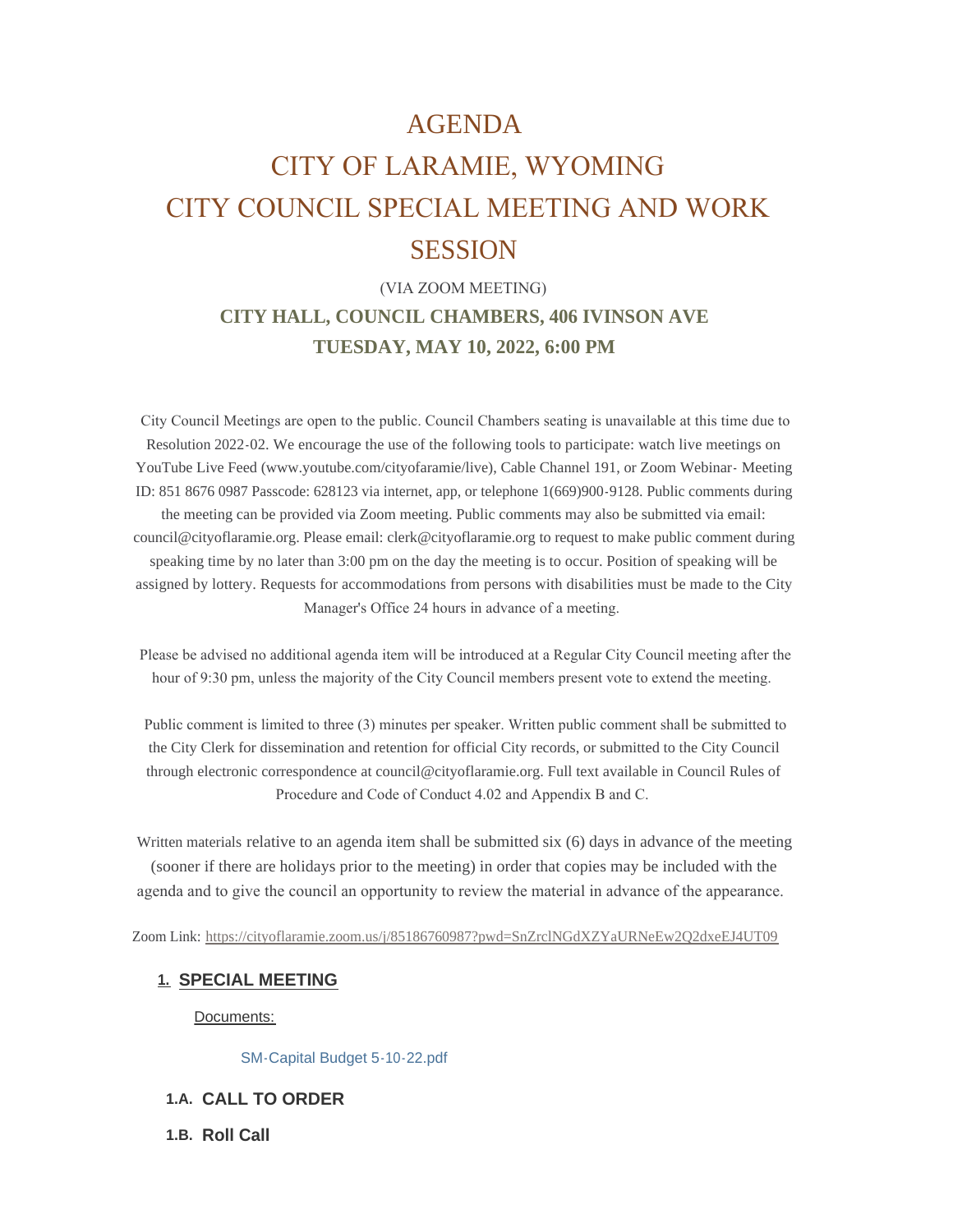# AGENDA

# CITY OF LARAMIE, WYOMING

# CITY COUNCIL SPECIAL MEETING AND WORK SESSION

(VIA ZOOM MEETING)

**CITY HALL, COUNCIL CHAMBERS, 406 IVINSON AVE**

**TUESDAY, MAY 10, 2022, 6:00 PM**

City Council Meetings are open to the public. Council Chambers seating is unavailable at this time due to Resolution 2022-02. We encourage the use of the following tools to participate: watch live meetings on YouTube Live Feed (www.youtube.com/cityofaramie/live), Cable Channel 191, or Zoom Webinar- Meeting ID: 851 8676 0987 Passcode: 628123 via internet, app, or telephone 1(669)900-9128. Public comments during the meeting can be provided via Zoom meeting. Public comments may also be submitted via email: council@cityoflaramie.org. Please email: clerk@cityoflaramie.org to request to make public comment during speaking time by no later than 3:00 pm on the day the meeting is to occur. Position of speaking will be assigned by lottery. Requests for accommodations from persons with disabilities must be made to the City Manager's Office 24 hours in advance of a meeting.

Please be advised no additional agenda item will be introduced at a Regular City Council meeting after the hour of 9:30 pm, unless the majority of the City Council members present vote to extend the meeting.

Public comment is limited to three (3) minutes per speaker. Written public comment shall be submitted to the City Clerk for dissemination and retention for official City records, or submitted to the City Council through electronic correspondence at council@cityoflaramie.org. Full text available in Council Rules of Procedure and Code of Conduct 4.02 and Appendix B and C.

Written materials relative to an agenda item shall be submitted six (6) days in advance of the meeting (sooner if there are holidays prior to the meeting) in order that copies may be included with the agenda and to give the council an opportunity to review the material in advance of the appearance.

Zoom Link: https://cityoflaramie.zoom.us/j/85186760987?pwd=SnZrclNGdXZYaURNeEw2Q2dxeEJ4UT09

## 1. SPECIAL MEETING

Documents:

SM-Capital Budget 5-10-22.pdf

### 1.A. CALL TO ORDER

### 1.B. Roll Call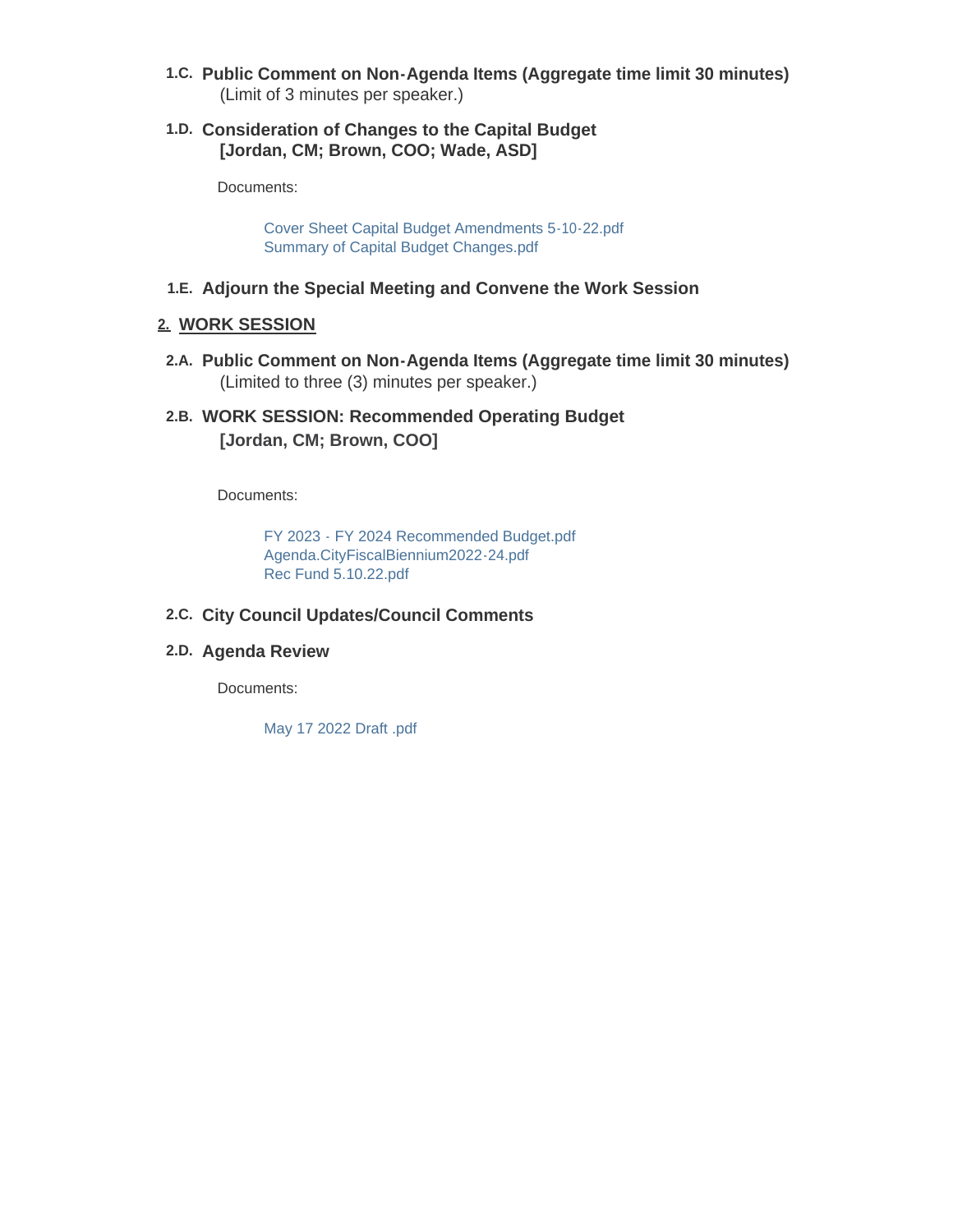**1.C. Public Comment on Non-Agenda Items (Aggregate time limit 30 minutes)**
(Limit of 3 minutes per speaker.)

**1.D. Consideration of Changes to the Capital Budget**
**[Jordan, CM; Brown, COO; Wade, ASD]**

Documents:

Cover Sheet Capital Budget Amendments 5-10-22.pdf
Summary of Capital Budget Changes.pdf

**1.E. Adjourn the Special Meeting and Convene the Work Session**

## 2. WORK SESSION

**2.A. Public Comment on Non-Agenda Items (Aggregate time limit 30 minutes)**
(Limited to three (3) minutes per speaker.)

**2.B. WORK SESSION: Recommended Operating Budget**
**[Jordan, CM; Brown, COO]**

Documents:

FY 2023 - FY 2024 Recommended Budget.pdf
Agenda.CityFiscalBiennium2022-24.pdf
Rec Fund 5.10.22.pdf

**2.C. City Council Updates/Council Comments**

**2.D. Agenda Review**

Documents:

May 17 2022 Draft .pdf